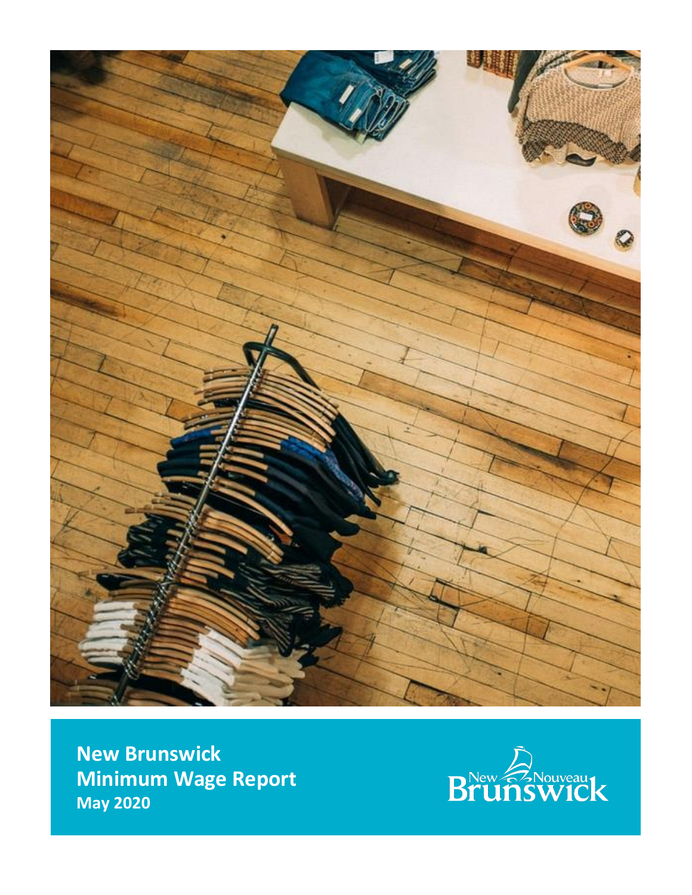# New Brunswick Minimum Wage Report

**May 2020**

New Brunswick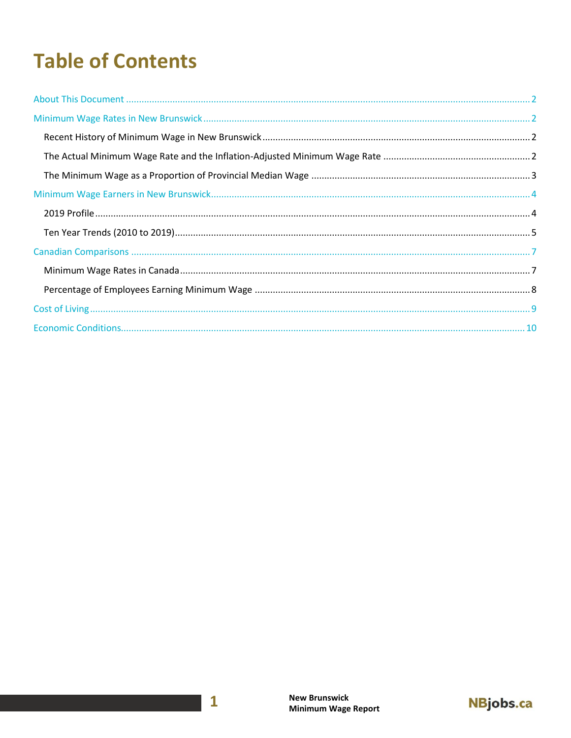# Table of Contents

About This Document .......... 2

Minimum Wage Rates in New Brunswick .......... 2

- Recent History of Minimum Wage in New Brunswick .......... 2
- The Actual Minimum Wage Rate and the Inflation-Adjusted Minimum Wage Rate .......... 2
- The Minimum Wage as a Proportion of Provincial Median Wage .......... 3

Minimum Wage Earners in New Brunswick .......... 4

- 2019 Profile .......... 4
- Ten Year Trends (2010 to 2019) .......... 5

Canadian Comparisons .......... 7

- Minimum Wage Rates in Canada .......... 7
- Percentage of Employees Earning Minimum Wage .......... 8

Cost of Living .......... 9

Economic Conditions .......... 10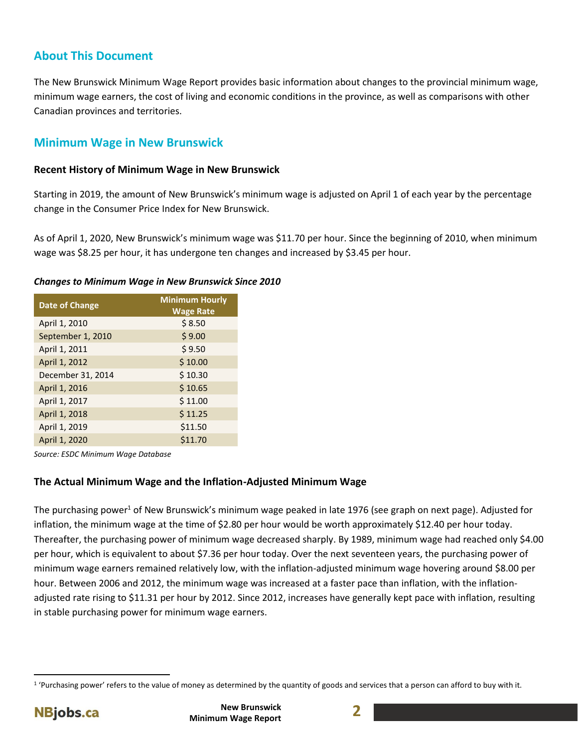## About This Document

The New Brunswick Minimum Wage Report provides basic information about changes to the provincial minimum wage, minimum wage earners, the cost of living and economic conditions in the province, as well as comparisons with other Canadian provinces and territories.

## Minimum Wage in New Brunswick

### Recent History of Minimum Wage in New Brunswick

Starting in 2019, the amount of New Brunswick's minimum wage is adjusted on April 1 of each year by the percentage change in the Consumer Price Index for New Brunswick.

As of April 1, 2020, New Brunswick's minimum wage was $11.70 per hour. Since the beginning of 2010, when minimum wage was $8.25 per hour, it has undergone ten changes and increased by $3.45 per hour.

***Changes to Minimum Wage in New Brunswick Since 2010***

| Date of Change | Minimum Hourly Wage Rate |
|---|---|
| April 1, 2010 | $ 8.50 |
| September 1, 2010 | $ 9.00 |
| April 1, 2011 | $ 9.50 |
| April 1, 2012 | $ 10.00 |
| December 31, 2014 | $ 10.30 |
| April 1, 2016 | $ 10.65 |
| April 1, 2017 | $ 11.00 |
| April 1, 2018 | $ 11.25 |
| April 1, 2019 | $11.50 |
| April 1, 2020 | $11.70 |

*Source: ESDC Minimum Wage Database*

### The Actual Minimum Wage and the Inflation-Adjusted Minimum Wage

The purchasing power[1] of New Brunswick's minimum wage peaked in late 1976 (see graph on next page). Adjusted for inflation, the minimum wage at the time of $2.80 per hour would be worth approximately $12.40 per hour today. Thereafter, the purchasing power of minimum wage decreased sharply. By 1989, minimum wage had reached only $4.00 per hour, which is equivalent to about $7.36 per hour today. Over the next seventeen years, the purchasing power of minimum wage earners remained relatively low, with the inflation-adjusted minimum wage hovering around $8.00 per hour. Between 2006 and 2012, the minimum wage was increased at a faster pace than inflation, with the inflation-adjusted rate rising to $11.31 per hour by 2012. Since 2012, increases have generally kept pace with inflation, resulting in stable purchasing power for minimum wage earners.

[1] 'Purchasing power' refers to the value of money as determined by the quantity of goods and services that a person can afford to buy with it.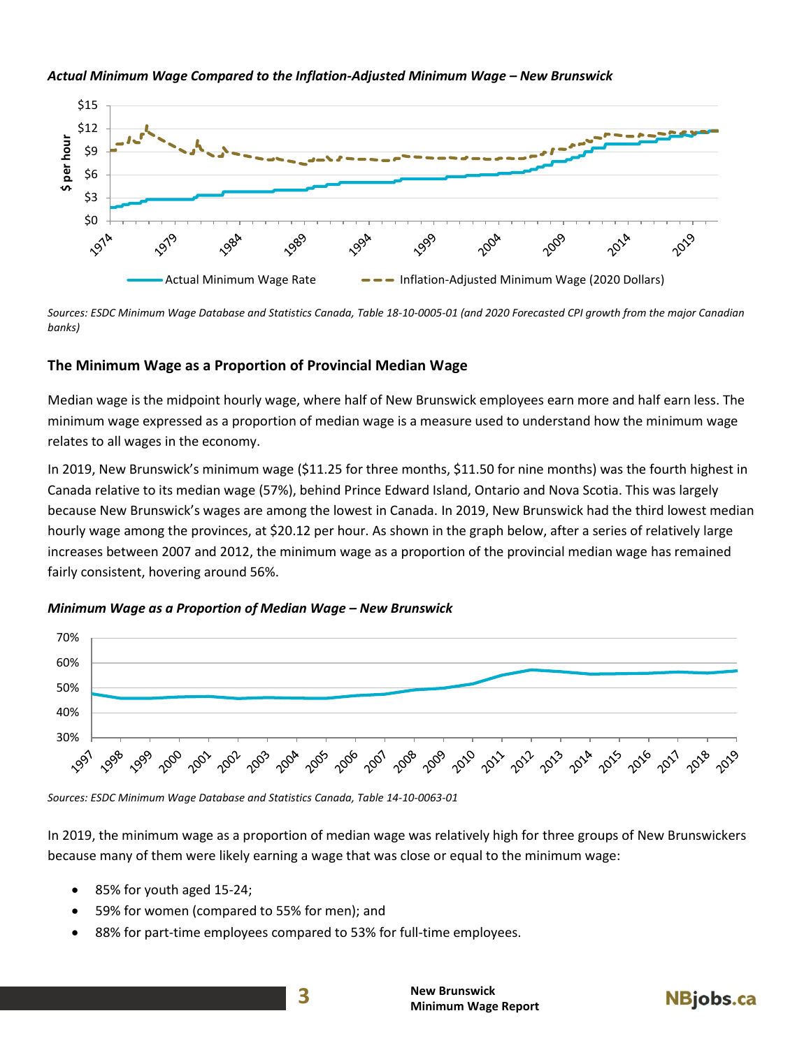***Actual Minimum Wage Compared to the Inflation-Adjusted Minimum Wage – New Brunswick***

*Sources: ESDC Minimum Wage Database and Statistics Canada, Table 18-10-0005-01 (and 2020 Forecasted CPI growth from the major Canadian banks)*

### The Minimum Wage as a Proportion of Provincial Median Wage

Median wage is the midpoint hourly wage, where half of New Brunswick employees earn more and half earn less. The minimum wage expressed as a proportion of median wage is a measure used to understand how the minimum wage relates to all wages in the economy.

In 2019, New Brunswick's minimum wage ($11.25 for three months, $11.50 for nine months) was the fourth highest in Canada relative to its median wage (57%), behind Prince Edward Island, Ontario and Nova Scotia. This was largely because New Brunswick's wages are among the lowest in Canada. In 2019, New Brunswick had the third lowest median hourly wage among the provinces, at $20.12 per hour. As shown in the graph below, after a series of relatively large increases between 2007 and 2012, the minimum wage as a proportion of the provincial median wage has remained fairly consistent, hovering around 56%.

***Minimum Wage as a Proportion of Median Wage – New Brunswick***

*Sources: ESDC Minimum Wage Database and Statistics Canada, Table 14-10-0063-01*

In 2019, the minimum wage as a proportion of median wage was relatively high for three groups of New Brunswickers because many of them were likely earning a wage that was close or equal to the minimum wage:

- 85% for youth aged 15-24;
- 59% for women (compared to 55% for men); and
- 88% for part-time employees compared to 53% for full-time employees.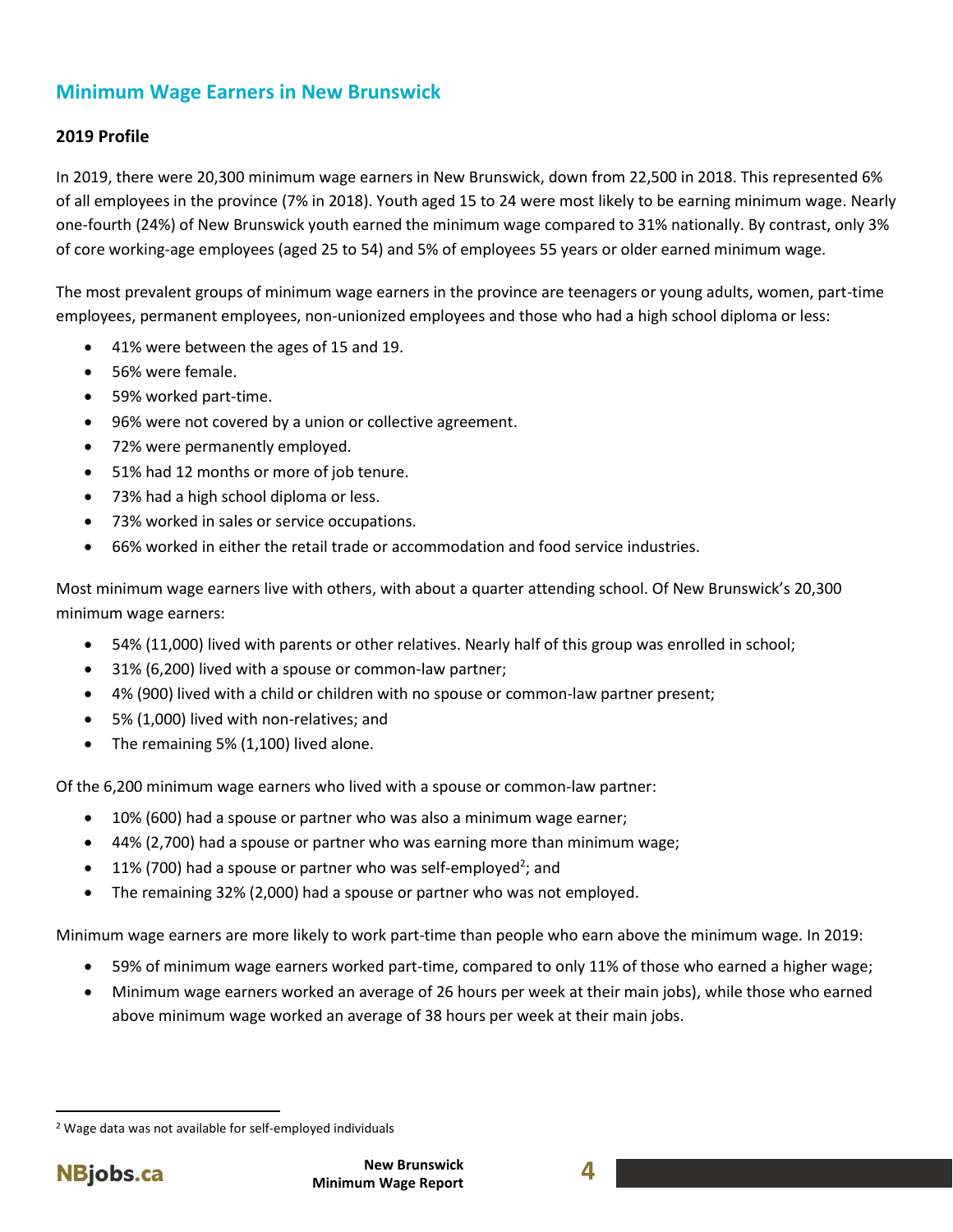## Minimum Wage Earners in New Brunswick

### 2019 Profile

In 2019, there were 20,300 minimum wage earners in New Brunswick, down from 22,500 in 2018. This represented 6% of all employees in the province (7% in 2018). Youth aged 15 to 24 were most likely to be earning minimum wage. Nearly one-fourth (24%) of New Brunswick youth earned the minimum wage compared to 31% nationally. By contrast, only 3% of core working-age employees (aged 25 to 54) and 5% of employees 55 years or older earned minimum wage.

The most prevalent groups of minimum wage earners in the province are teenagers or young adults, women, part-time employees, permanent employees, non-unionized employees and those who had a high school diploma or less:

- 41% were between the ages of 15 and 19.
- 56% were female.
- 59% worked part-time.
- 96% were not covered by a union or collective agreement.
- 72% were permanently employed.
- 51% had 12 months or more of job tenure.
- 73% had a high school diploma or less.
- 73% worked in sales or service occupations.
- 66% worked in either the retail trade or accommodation and food service industries.

Most minimum wage earners live with others, with about a quarter attending school. Of New Brunswick's 20,300 minimum wage earners:

- 54% (11,000) lived with parents or other relatives. Nearly half of this group was enrolled in school;
- 31% (6,200) lived with a spouse or common-law partner;
- 4% (900) lived with a child or children with no spouse or common-law partner present;
- 5% (1,000) lived with non-relatives; and
- The remaining 5% (1,100) lived alone.

Of the 6,200 minimum wage earners who lived with a spouse or common-law partner:

- 10% (600) had a spouse or partner who was also a minimum wage earner;
- 44% (2,700) had a spouse or partner who was earning more than minimum wage;
- 11% (700) had a spouse or partner who was self-employed[2]; and
- The remaining 32% (2,000) had a spouse or partner who was not employed.

Minimum wage earners are more likely to work part-time than people who earn above the minimum wage. In 2019:

- 59% of minimum wage earners worked part-time, compared to only 11% of those who earned a higher wage;
- Minimum wage earners worked an average of 26 hours per week at their main jobs), while those who earned above minimum wage worked an average of 38 hours per week at their main jobs.

[2] Wage data was not available for self-employed individuals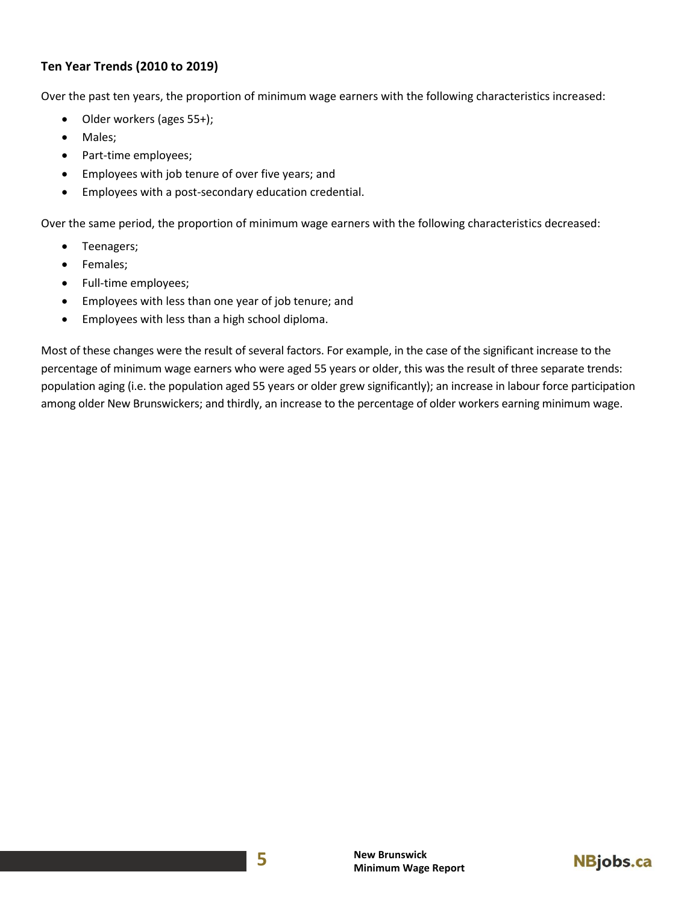### Ten Year Trends (2010 to 2019)

Over the past ten years, the proportion of minimum wage earners with the following characteristics increased:

- Older workers (ages 55+);
- Males;
- Part-time employees;
- Employees with job tenure of over five years; and
- Employees with a post-secondary education credential.

Over the same period, the proportion of minimum wage earners with the following characteristics decreased:

- Teenagers;
- Females;
- Full-time employees;
- Employees with less than one year of job tenure; and
- Employees with less than a high school diploma.

Most of these changes were the result of several factors. For example, in the case of the significant increase to the percentage of minimum wage earners who were aged 55 years or older, this was the result of three separate trends: population aging (i.e. the population aged 55 years or older grew significantly); an increase in labour force participation among older New Brunswickers; and thirdly, an increase to the percentage of older workers earning minimum wage.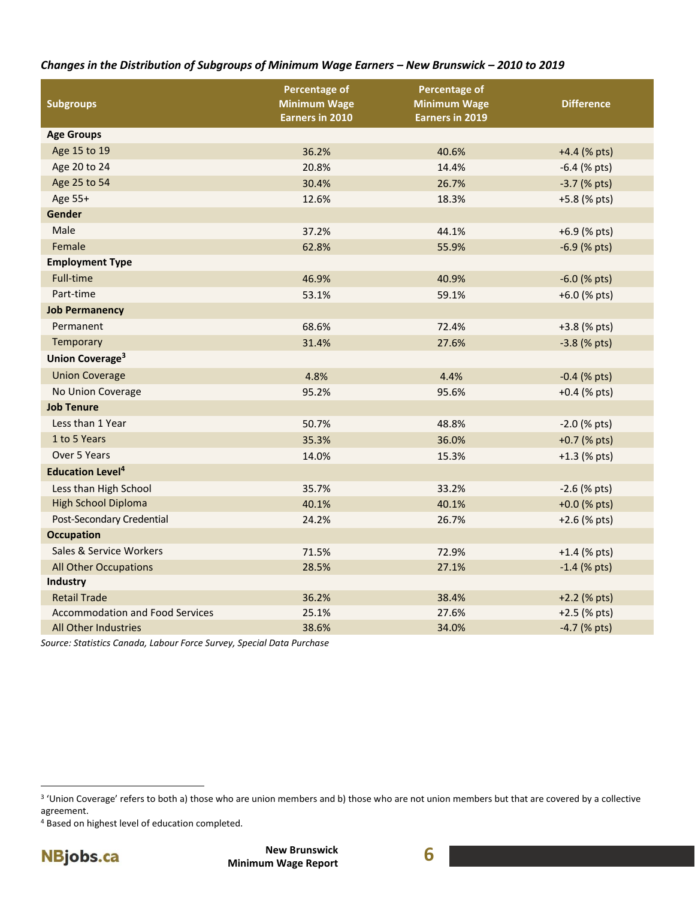*Changes in the Distribution of Subgroups of Minimum Wage Earners – New Brunswick – 2010 to 2019*

| Subgroups | Percentage of Minimum Wage Earners in 2010 | Percentage of Minimum Wage Earners in 2019 | Difference |
|---|---|---|---|
| **Age Groups** | | | |
| Age 15 to 19 | 36.2% | 40.6% | +4.4 (% pts) |
| Age 20 to 24 | 20.8% | 14.4% | -6.4 (% pts) |
| Age 25 to 54 | 30.4% | 26.7% | -3.7 (% pts) |
| Age 55+ | 12.6% | 18.3% | +5.8 (% pts) |
| **Gender** | | | |
| Male | 37.2% | 44.1% | +6.9 (% pts) |
| Female | 62.8% | 55.9% | -6.9 (% pts) |
| **Employment Type** | | | |
| Full-time | 46.9% | 40.9% | -6.0 (% pts) |
| Part-time | 53.1% | 59.1% | +6.0 (% pts) |
| **Job Permanency** | | | |
| Permanent | 68.6% | 72.4% | +3.8 (% pts) |
| Temporary | 31.4% | 27.6% | -3.8 (% pts) |
| **Union Coverage[3]** | | | |
| Union Coverage | 4.8% | 4.4% | -0.4 (% pts) |
| No Union Coverage | 95.2% | 95.6% | +0.4 (% pts) |
| **Job Tenure** | | | |
| Less than 1 Year | 50.7% | 48.8% | -2.0 (% pts) |
| 1 to 5 Years | 35.3% | 36.0% | +0.7 (% pts) |
| Over 5 Years | 14.0% | 15.3% | +1.3 (% pts) |
| **Education Level[4]** | | | |
| Less than High School | 35.7% | 33.2% | -2.6 (% pts) |
| High School Diploma | 40.1% | 40.1% | +0.0 (% pts) |
| Post-Secondary Credential | 24.2% | 26.7% | +2.6 (% pts) |
| **Occupation** | | | |
| Sales & Service Workers | 71.5% | 72.9% | +1.4 (% pts) |
| All Other Occupations | 28.5% | 27.1% | -1.4 (% pts) |
| **Industry** | | | |
| Retail Trade | 36.2% | 38.4% | +2.2 (% pts) |
| Accommodation and Food Services | 25.1% | 27.6% | +2.5 (% pts) |
| All Other Industries | 38.6% | 34.0% | -4.7 (% pts) |

*Source: Statistics Canada, Labour Force Survey, Special Data Purchase*

[3] 'Union Coverage' refers to both a) those who are union members and b) those who are not union members but that are covered by a collective agreement.

[4] Based on highest level of education completed.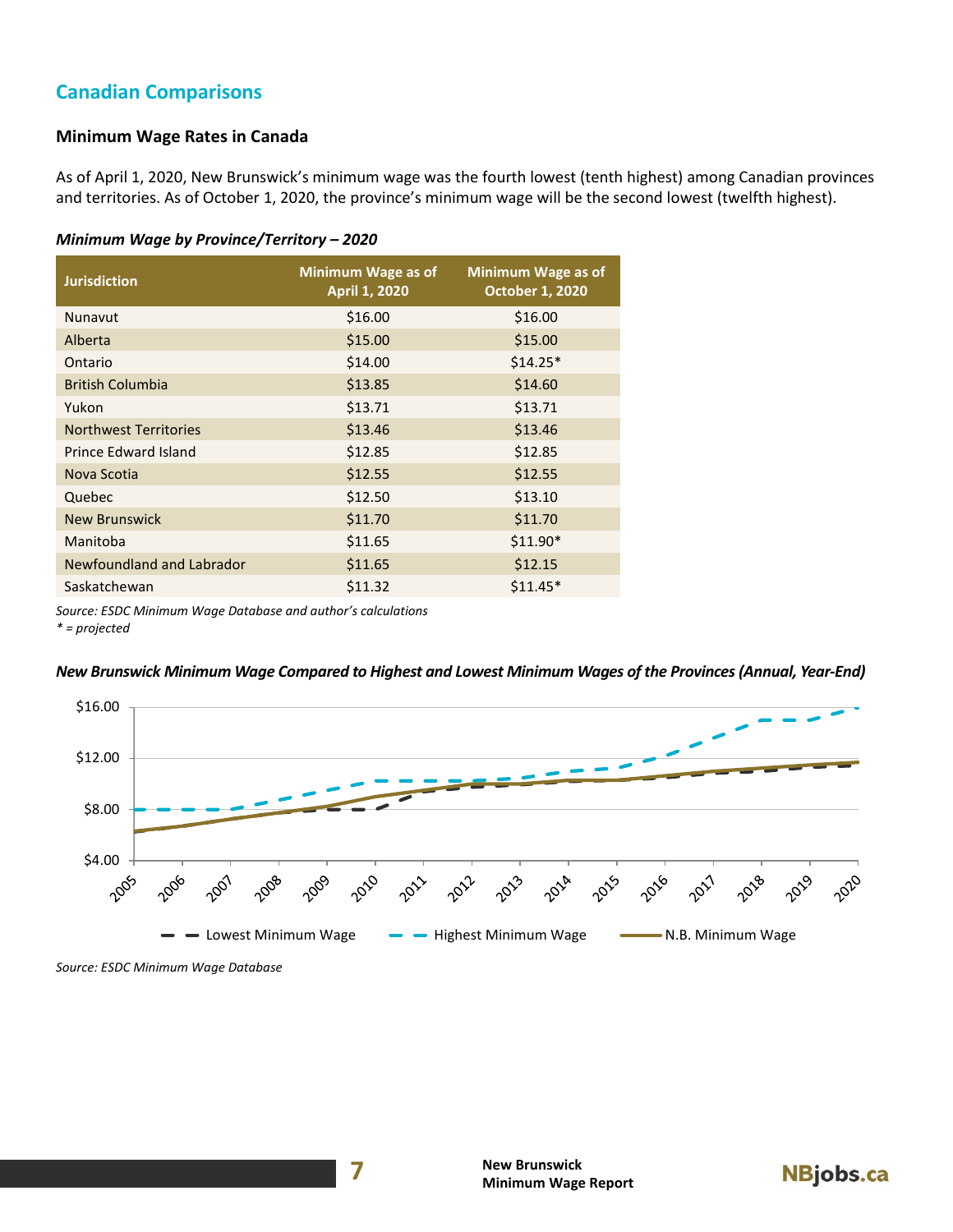## Canadian Comparisons

### Minimum Wage Rates in Canada

As of April 1, 2020, New Brunswick's minimum wage was the fourth lowest (tenth highest) among Canadian provinces and territories. As of October 1, 2020, the province's minimum wage will be the second lowest (twelfth highest).

***Minimum Wage by Province/Territory – 2020***

| Jurisdiction | Minimum Wage as of April 1, 2020 | Minimum Wage as of October 1, 2020 |
|---|---|---|
| Nunavut | $16.00 | $16.00 |
| Alberta | $15.00 | $15.00 |
| Ontario | $14.00 | $14.25* |
| British Columbia | $13.85 | $14.60 |
| Yukon | $13.71 | $13.71 |
| Northwest Territories | $13.46 | $13.46 |
| Prince Edward Island | $12.85 | $12.85 |
| Nova Scotia | $12.55 | $12.55 |
| Quebec | $12.50 | $13.10 |
| New Brunswick | $11.70 | $11.70 |
| Manitoba | $11.65 | $11.90* |
| Newfoundland and Labrador | $11.65 | $12.15 |
| Saskatchewan | $11.32 | $11.45* |

*Source: ESDC Minimum Wage Database and author's calculations*
*\* = projected*

***New Brunswick Minimum Wage Compared to Highest and Lowest Minimum Wages of the Provinces (Annual, Year-End)***

*Source: ESDC Minimum Wage Database*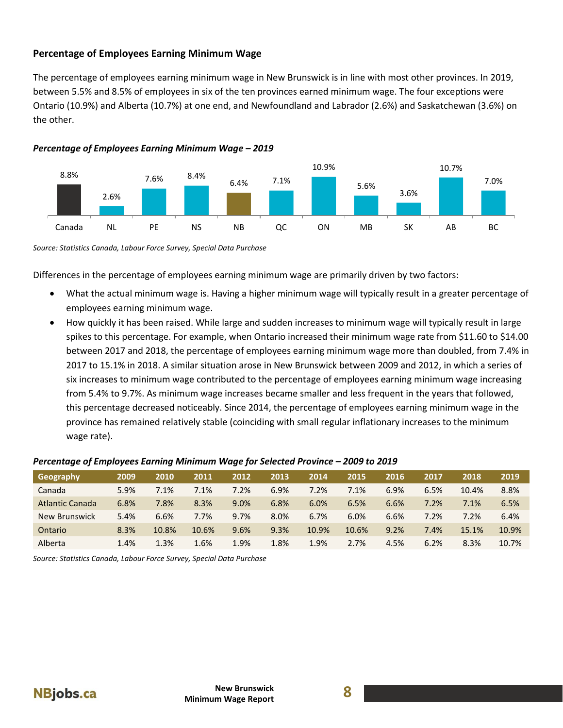### Percentage of Employees Earning Minimum Wage

The percentage of employees earning minimum wage in New Brunswick is in line with most other provinces. In 2019, between 5.5% and 8.5% of employees in six of the ten provinces earned minimum wage. The four exceptions were Ontario (10.9%) and Alberta (10.7%) at one end, and Newfoundland and Labrador (2.6%) and Saskatchewan (3.6%) on the other.

***Percentage of Employees Earning Minimum Wage – 2019***

| Canada | NL | PE | NS | NB | QC | ON | MB | SK | AB | BC |
|---|---|---|---|---|---|---|---|---|---|---|
| 8.8% | 2.6% | 7.6% | 8.4% | 6.4% | 7.1% | 10.9% | 5.6% | 3.6% | 10.7% | 7.0% |

*Source: Statistics Canada, Labour Force Survey, Special Data Purchase*

Differences in the percentage of employees earning minimum wage are primarily driven by two factors:

- What the actual minimum wage is. Having a higher minimum wage will typically result in a greater percentage of employees earning minimum wage.
- How quickly it has been raised. While large and sudden increases to minimum wage will typically result in large spikes to this percentage. For example, when Ontario increased their minimum wage rate from $11.60 to $14.00 between 2017 and 2018, the percentage of employees earning minimum wage more than doubled, from 7.4% in 2017 to 15.1% in 2018. A similar situation arose in New Brunswick between 2009 and 2012, in which a series of six increases to minimum wage contributed to the percentage of employees earning minimum wage increasing from 5.4% to 9.7%. As minimum wage increases became smaller and less frequent in the years that followed, this percentage decreased noticeably. Since 2014, the percentage of employees earning minimum wage in the province has remained relatively stable (coinciding with small regular inflationary increases to the minimum wage rate).

***Percentage of Employees Earning Minimum Wage for Selected Province – 2009 to 2019***

| Geography | 2009 | 2010 | 2011 | 2012 | 2013 | 2014 | 2015 | 2016 | 2017 | 2018 | 2019 |
|---|---|---|---|---|---|---|---|---|---|---|---|
| Canada | 5.9% | 7.1% | 7.1% | 7.2% | 6.9% | 7.2% | 7.1% | 6.9% | 6.5% | 10.4% | 8.8% |
| Atlantic Canada | 6.8% | 7.8% | 8.3% | 9.0% | 6.8% | 6.0% | 6.5% | 6.6% | 7.2% | 7.1% | 6.5% |
| New Brunswick | 5.4% | 6.6% | 7.7% | 9.7% | 8.0% | 6.7% | 6.0% | 6.6% | 7.2% | 7.2% | 6.4% |
| Ontario | 8.3% | 10.8% | 10.6% | 9.6% | 9.3% | 10.9% | 10.6% | 9.2% | 7.4% | 15.1% | 10.9% |
| Alberta | 1.4% | 1.3% | 1.6% | 1.9% | 1.8% | 1.9% | 2.7% | 4.5% | 6.2% | 8.3% | 10.7% |

*Source: Statistics Canada, Labour Force Survey, Special Data Purchase*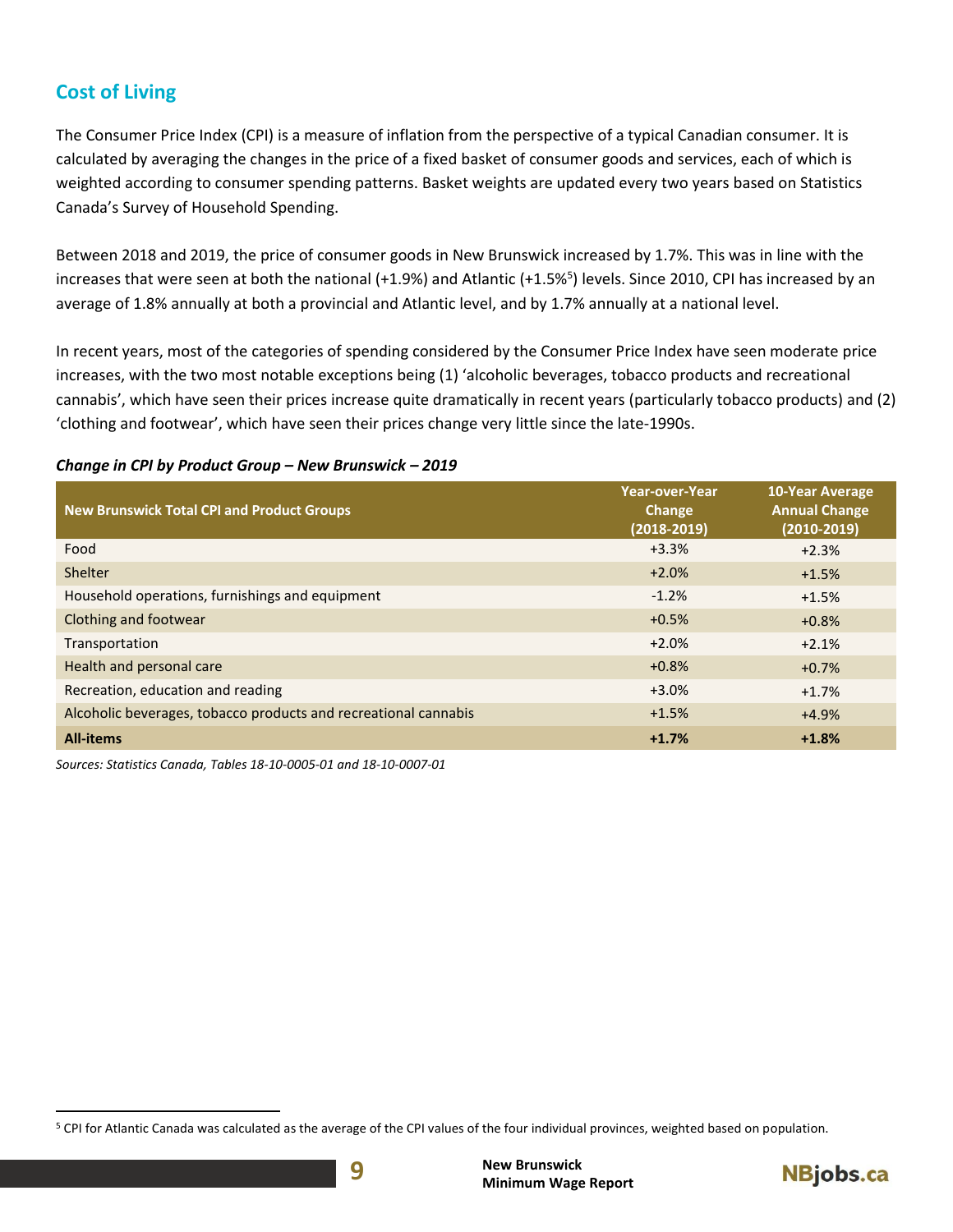## Cost of Living

The Consumer Price Index (CPI) is a measure of inflation from the perspective of a typical Canadian consumer. It is calculated by averaging the changes in the price of a fixed basket of consumer goods and services, each of which is weighted according to consumer spending patterns. Basket weights are updated every two years based on Statistics Canada's Survey of Household Spending.

Between 2018 and 2019, the price of consumer goods in New Brunswick increased by 1.7%. This was in line with the increases that were seen at both the national (+1.9%) and Atlantic (+1.5%[5]) levels. Since 2010, CPI has increased by an average of 1.8% annually at both a provincial and Atlantic level, and by 1.7% annually at a national level.

In recent years, most of the categories of spending considered by the Consumer Price Index have seen moderate price increases, with the two most notable exceptions being (1) 'alcoholic beverages, tobacco products and recreational cannabis', which have seen their prices increase quite dramatically in recent years (particularly tobacco products) and (2) 'clothing and footwear', which have seen their prices change very little since the late-1990s.

***Change in CPI by Product Group – New Brunswick – 2019***

| New Brunswick Total CPI and Product Groups | Year-over-Year Change (2018-2019) | 10-Year Average Annual Change (2010-2019) |
|---|---|---|
| Food | +3.3% | +2.3% |
| Shelter | +2.0% | +1.5% |
| Household operations, furnishings and equipment | -1.2% | +1.5% |
| Clothing and footwear | +0.5% | +0.8% |
| Transportation | +2.0% | +2.1% |
| Health and personal care | +0.8% | +0.7% |
| Recreation, education and reading | +3.0% | +1.7% |
| Alcoholic beverages, tobacco products and recreational cannabis | +1.5% | +4.9% |
| **All-items** | **+1.7%** | **+1.8%** |

*Sources: Statistics Canada, Tables 18-10-0005-01 and 18-10-0007-01*

[5] CPI for Atlantic Canada was calculated as the average of the CPI values of the four individual provinces, weighted based on population.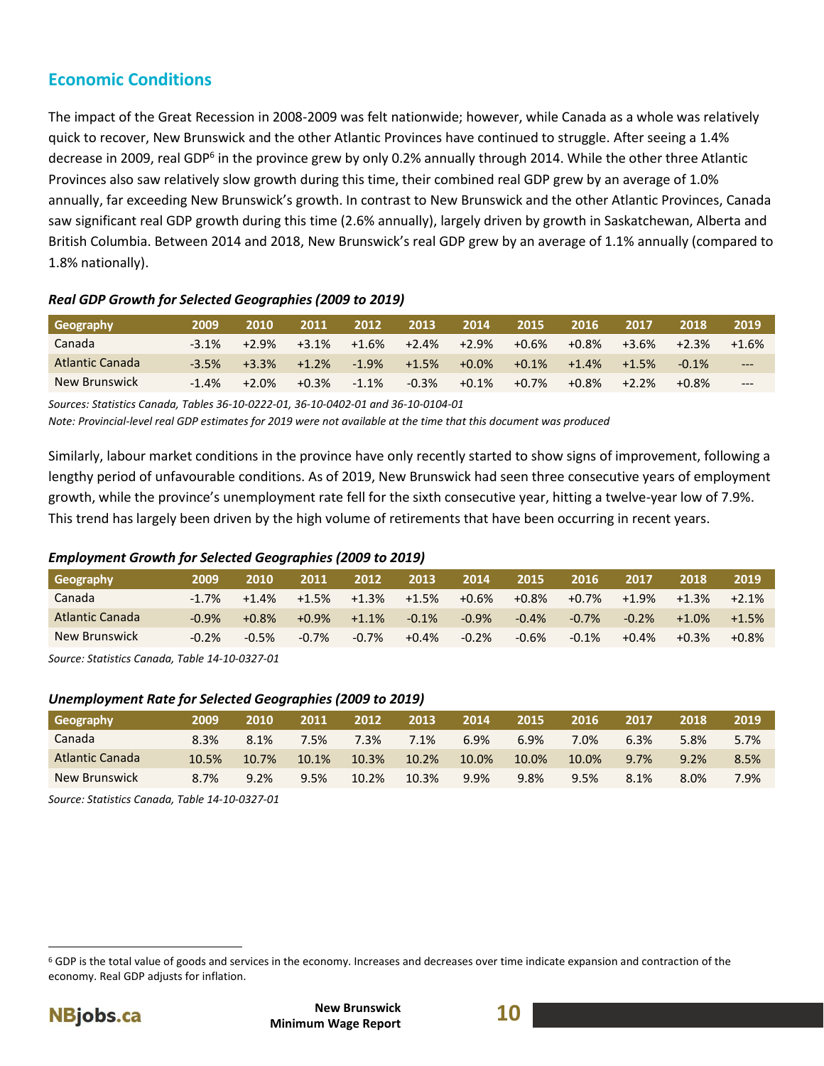## Economic Conditions

The impact of the Great Recession in 2008-2009 was felt nationwide; however, while Canada as a whole was relatively quick to recover, New Brunswick and the other Atlantic Provinces have continued to struggle. After seeing a 1.4% decrease in 2009, real GDP[6] in the province grew by only 0.2% annually through 2014. While the other three Atlantic Provinces also saw relatively slow growth during this time, their combined real GDP grew by an average of 1.0% annually, far exceeding New Brunswick's growth. In contrast to New Brunswick and the other Atlantic Provinces, Canada saw significant real GDP growth during this time (2.6% annually), largely driven by growth in Saskatchewan, Alberta and British Columbia. Between 2014 and 2018, New Brunswick's real GDP grew by an average of 1.1% annually (compared to 1.8% nationally).

***Real GDP Growth for Selected Geographies (2009 to 2019)***

| Geography | 2009 | 2010 | 2011 | 2012 | 2013 | 2014 | 2015 | 2016 | 2017 | 2018 | 2019 |
|---|---|---|---|---|---|---|---|---|---|---|---|
| Canada | -3.1% | +2.9% | +3.1% | +1.6% | +2.4% | +2.9% | +0.6% | +0.8% | +3.6% | +2.3% | +1.6% |
| Atlantic Canada | -3.5% | +3.3% | +1.2% | -1.9% | +1.5% | +0.0% | +0.1% | +1.4% | +1.5% | -0.1% | --- |
| New Brunswick | -1.4% | +2.0% | +0.3% | -1.1% | -0.3% | +0.1% | +0.7% | +0.8% | +2.2% | +0.8% | --- |

*Sources: Statistics Canada, Tables 36-10-0222-01, 36-10-0402-01 and 36-10-0104-01*

*Note: Provincial-level real GDP estimates for 2019 were not available at the time that this document was produced*

Similarly, labour market conditions in the province have only recently started to show signs of improvement, following a lengthy period of unfavourable conditions. As of 2019, New Brunswick had seen three consecutive years of employment growth, while the province's unemployment rate fell for the sixth consecutive year, hitting a twelve-year low of 7.9%. This trend has largely been driven by the high volume of retirements that have been occurring in recent years.

***Employment Growth for Selected Geographies (2009 to 2019)***

| Geography | 2009 | 2010 | 2011 | 2012 | 2013 | 2014 | 2015 | 2016 | 2017 | 2018 | 2019 |
|---|---|---|---|---|---|---|---|---|---|---|---|
| Canada | -1.7% | +1.4% | +1.5% | +1.3% | +1.5% | +0.6% | +0.8% | +0.7% | +1.9% | +1.3% | +2.1% |
| Atlantic Canada | -0.9% | +0.8% | +0.9% | +1.1% | -0.1% | -0.9% | -0.4% | -0.7% | -0.2% | +1.0% | +1.5% |
| New Brunswick | -0.2% | -0.5% | -0.7% | -0.7% | +0.4% | -0.2% | -0.6% | -0.1% | +0.4% | +0.3% | +0.8% |

*Source: Statistics Canada, Table 14-10-0327-01*

***Unemployment Rate for Selected Geographies (2009 to 2019)***

| Geography | 2009 | 2010 | 2011 | 2012 | 2013 | 2014 | 2015 | 2016 | 2017 | 2018 | 2019 |
|---|---|---|---|---|---|---|---|---|---|---|---|
| Canada | 8.3% | 8.1% | 7.5% | 7.3% | 7.1% | 6.9% | 6.9% | 7.0% | 6.3% | 5.8% | 5.7% |
| Atlantic Canada | 10.5% | 10.7% | 10.1% | 10.3% | 10.2% | 10.0% | 10.0% | 10.0% | 9.7% | 9.2% | 8.5% |
| New Brunswick | 8.7% | 9.2% | 9.5% | 10.2% | 10.3% | 9.9% | 9.8% | 9.5% | 8.1% | 8.0% | 7.9% |

*Source: Statistics Canada, Table 14-10-0327-01*

[6] GDP is the total value of goods and services in the economy. Increases and decreases over time indicate expansion and contraction of the economy. Real GDP adjusts for inflation.